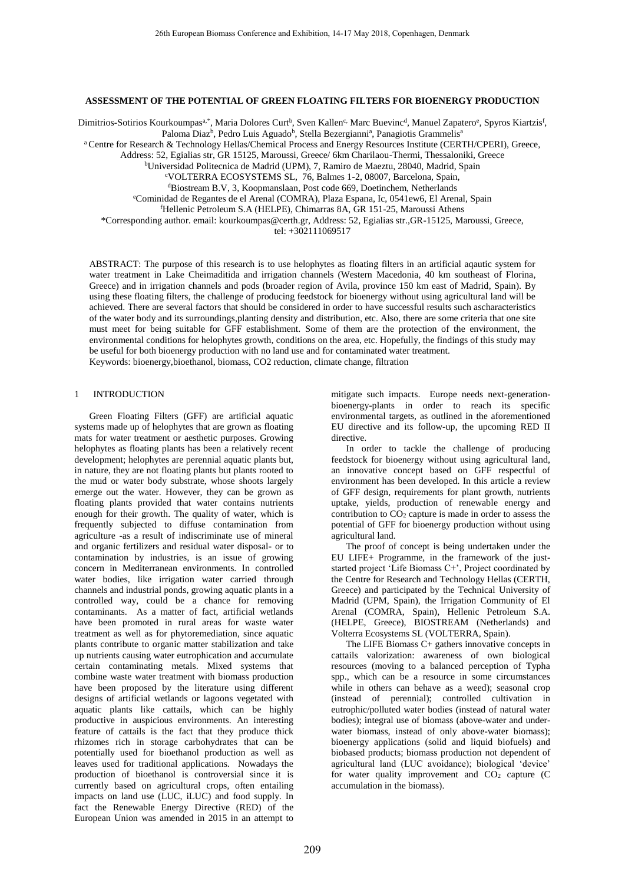**ASSESSMENT OF THE POTENTIAL OF GREEN FLOATING FILTERS FOR BIOENERGY PRODUCTION**

Dimitrios-Sotirios Kourkoumpas[a,*], Maria Dolores Curt[b], Sven Kallen[c,] Marc Buevinc[d], Manuel Zapatero[e], Spyros Kiartzis[f], Paloma Diaz[b], Pedro Luis Aguado[b], Stella Bezergianni[a], Panagiotis Grammelis[a]

[a] Centre for Research & Technology Hellas/Chemical Process and Energy Resources Institute (CERTH/CPERI), Greece, Address: 52, Egialias str, GR 15125, Maroussi, Greece/ 6km Charilaou-Thermi, Thessaloniki, Greece

[b] Universidad Politecnica de Madrid (UPM), 7, Ramiro de Maeztu, 28040, Madrid, Spain

[c] VOLTERRA ECOSYSTEMS SL, 76, Balmes 1-2, 08007, Barcelona, Spain,

[d] Biostream B.V, 3, Koopmanslaan, Post code 669, Doetinchem, Netherlands

[e] Cominidad de Regantes de el Arenal (COMRA), Plaza Espana, Ic, 0541ew6, El Arenal, Spain

[f] Hellenic Petroleum S.A (HELPE), Chimarras 8A, GR 151-25, Maroussi Athens

*Corresponding author. email: kourkoumpas@certh.gr, Address: 52, Egialias str.,GR-15125, Maroussi, Greece, tel: +302111069517

ABSTRACT: The purpose of this research is to use helophytes as floating filters in an artificial aqautic system for water treatment in Lake Cheimaditida and irrigation channels (Western Macedonia, 40 km southeast of Florina, Greece) and in irrigation channels and pods (broader region of Avila, province 150 km east of Madrid, Spain). By using these floating filters, the challenge of producing feedstock for bioenergy without using agricultural land will be achieved. There are several factors that should be considered in order to have successful results such ascharacteristics of the water body and its surroundings,planting density and distribution, etc. Also, there are some criteria that one site must meet for being suitable for GFF establishment. Some of them are the protection of the environment, the environmental conditions for helophytes growth, conditions on the area, etc. Hopefully, the findings of this study may be useful for both bioenergy production with no land use and for contaminated water treatment.

Keywords: bioenergy,bioethanol, biomass, CO2 reduction, climate change, filtration

## 1 INTRODUCTION

Green Floating Filters (GFF) are artificial aquatic systems made up of helophytes that are grown as floating mats for water treatment or aesthetic purposes. Growing helophytes as floating plants has been a relatively recent development; helophytes are perennial aquatic plants but, in nature, they are not floating plants but plants rooted to the mud or water body substrate, whose shoots largely emerge out the water. However, they can be grown as floating plants provided that water contains nutrients enough for their growth. The quality of water, which is frequently subjected to diffuse contamination from agriculture -as a result of indiscriminate use of mineral and organic fertilizers and residual water disposal- or to contamination by industries, is an issue of growing concern in Mediterranean environments. In controlled water bodies, like irrigation water carried through channels and industrial ponds, growing aquatic plants in a controlled way, could be a chance for removing contaminants. As a matter of fact, artificial wetlands have been promoted in rural areas for waste water treatment as well as for phytoremediation, since aquatic plants contribute to organic matter stabilization and take up nutrients causing water eutrophication and accumulate certain contaminating metals. Mixed systems that combine waste water treatment with biomass production have been proposed by the literature using different designs of artificial wetlands or lagoons vegetated with aquatic plants like cattails, which can be highly productive in auspicious environments. An interesting feature of cattails is the fact that they produce thick rhizomes rich in storage carbohydrates that can be potentially used for bioethanol production as well as leaves used for traditional applications. Nowadays the production of bioethanol is controversial since it is currently based on agricultural crops, often entailing impacts on land use (LUC, iLUC) and food supply. In fact the Renewable Energy Directive (RED) of the European Union was amended in 2015 in an attempt to mitigate such impacts. Europe needs next-generation-bioenergy-plants in order to reach its specific environmental targets, as outlined in the aforementioned EU directive and its follow-up, the upcoming RED II directive.

In order to tackle the challenge of producing feedstock for bioenergy without using agricultural land, an innovative concept based on GFF respectful of environment has been developed. In this article a review of GFF design, requirements for plant growth, nutrients uptake, yields, production of renewable energy and contribution to $CO_2$ capture is made in order to assess the potential of GFF for bioenergy production without using agricultural land.

The proof of concept is being undertaken under the EU LIFE+ Programme, in the framework of the just-started project 'Life Biomass C+', Project coordinated by the Centre for Research and Technology Hellas (CERTH, Greece) and participated by the Technical University of Madrid (UPM, Spain), the Irrigation Community of El Arenal (COMRA, Spain), Hellenic Petroleum S.A. (HELPE, Greece), BIOSTREAM (Netherlands) and Volterra Ecosystems SL (VOLTERRA, Spain).

The LIFE Biomass C+ gathers innovative concepts in cattails valorization: awareness of own biological resources (moving to a balanced perception of Typha spp., which can be a resource in some circumstances while in others can behave as a weed); seasonal crop (instead of perennial); controlled cultivation in eutrophic/polluted water bodies (instead of natural water bodies); integral use of biomass (above-water and under-water biomass, instead of only above-water biomass); bioenergy applications (solid and liquid biofuels) and biobased products; biomass production not dependent of agricultural land (LUC avoidance); biological 'device' for water quality improvement and $CO_2$ capture (C accumulation in the biomass).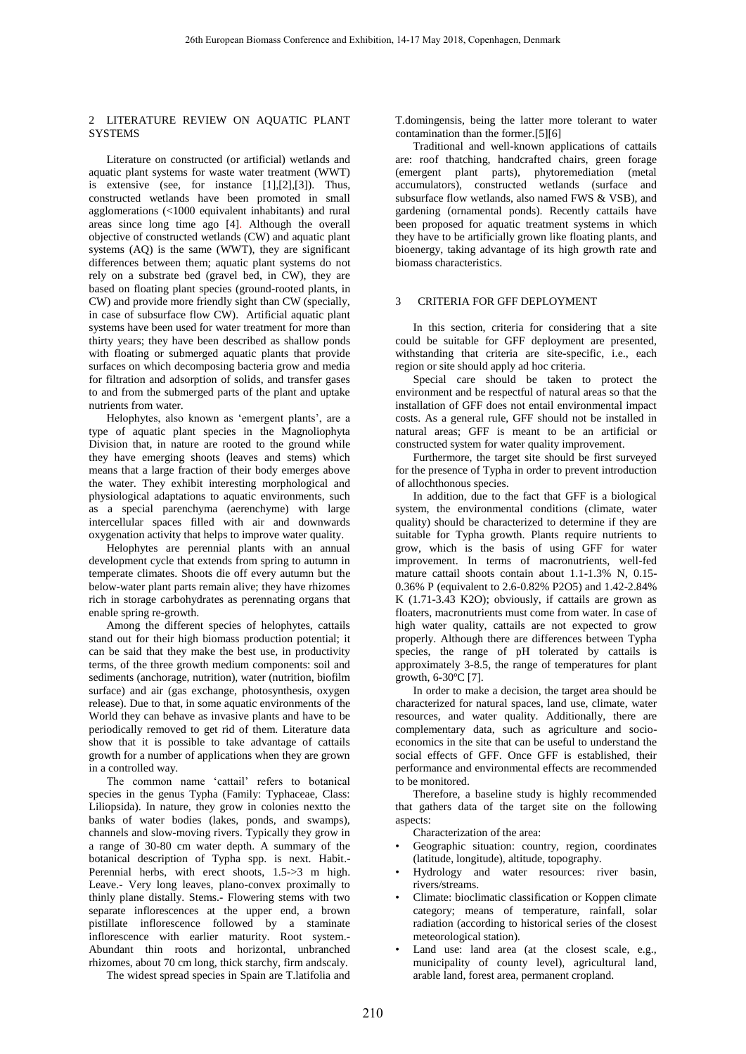## 2 LITERATURE REVIEW ON AQUATIC PLANT SYSTEMS

Literature on constructed (or artificial) wetlands and aquatic plant systems for waste water treatment (WWT) is extensive (see, for instance [1],[2],[3]). Thus, constructed wetlands have been promoted in small agglomerations (<1000 equivalent inhabitants) and rural areas since long time ago [4]. Although the overall objective of constructed wetlands (CW) and aquatic plant systems (AQ) is the same (WWT), they are significant differences between them; aquatic plant systems do not rely on a substrate bed (gravel bed, in CW), they are based on floating plant species (ground-rooted plants, in CW) and provide more friendly sight than CW (specially, in case of subsurface flow CW). Artificial aquatic plant systems have been used for water treatment for more than thirty years; they have been described as shallow ponds with floating or submerged aquatic plants that provide surfaces on which decomposing bacteria grow and media for filtration and adsorption of solids, and transfer gases to and from the submerged parts of the plant and uptake nutrients from water.

Helophytes, also known as 'emergent plants', are a type of aquatic plant species in the Magnoliophyta Division that, in nature are rooted to the ground while they have emerging shoots (leaves and stems) which means that a large fraction of their body emerges above the water. They exhibit interesting morphological and physiological adaptations to aquatic environments, such as a special parenchyma (aerenchyme) with large intercellular spaces filled with air and downwards oxygenation activity that helps to improve water quality.

Helophytes are perennial plants with an annual development cycle that extends from spring to autumn in temperate climates. Shoots die off every autumn but the below-water plant parts remain alive; they have rhizomes rich in storage carbohydrates as perennating organs that enable spring re-growth.

Among the different species of helophytes, cattails stand out for their high biomass production potential; it can be said that they make the best use, in productivity terms, of the three growth medium components: soil and sediments (anchorage, nutrition), water (nutrition, biofilm surface) and air (gas exchange, photosynthesis, oxygen release). Due to that, in some aquatic environments of the World they can behave as invasive plants and have to be periodically removed to get rid of them. Literature data show that it is possible to take advantage of cattails growth for a number of applications when they are grown in a controlled way.

The common name 'cattail' refers to botanical species in the genus Typha (Family: Typhaceae, Class: Liliopsida). In nature, they grow in colonies nextto the banks of water bodies (lakes, ponds, and swamps), channels and slow-moving rivers. Typically they grow in a range of 30-80 cm water depth. A summary of the botanical description of Typha spp. is next. Habit.- Perennial herbs, with erect shoots, 1.5->3 m high. Leave.- Very long leaves, plano-convex proximally to thinly plane distally. Stems.- Flowering stems with two separate inflorescences at the upper end, a brown pistillate inflorescence followed by a staminate inflorescence with earlier maturity. Root system.- Abundant thin roots and horizontal, unbranched rhizomes, about 70 cm long, thick starchy, firm andscaly.

The widest spread species in Spain are T.latifolia and T.domingensis, being the latter more tolerant to water contamination than the former.[5][6]

Traditional and well-known applications of cattails are: roof thatching, handcrafted chairs, green forage (emergent plant parts), phytoremediation (metal accumulators), constructed wetlands (surface and subsurface flow wetlands, also named FWS & VSB), and gardening (ornamental ponds). Recently cattails have been proposed for aquatic treatment systems in which they have to be artificially grown like floating plants, and bioenergy, taking advantage of its high growth rate and biomass characteristics.

## 3 CRITERIA FOR GFF DEPLOYMENT

In this section, criteria for considering that a site could be suitable for GFF deployment are presented, withstanding that criteria are site-specific, i.e., each region or site should apply ad hoc criteria.

Special care should be taken to protect the environment and be respectful of natural areas so that the installation of GFF does not entail environmental impact costs. As a general rule, GFF should not be installed in natural areas; GFF is meant to be an artificial or constructed system for water quality improvement.

Furthermore, the target site should be first surveyed for the presence of Typha in order to prevent introduction of allochthonous species.

In addition, due to the fact that GFF is a biological system, the environmental conditions (climate, water quality) should be characterized to determine if they are suitable for Typha growth. Plants require nutrients to grow, which is the basis of using GFF for water improvement. In terms of macronutrients, well-fed mature cattail shoots contain about 1.1-1.3% N, 0.15-0.36% P (equivalent to 2.6-0.82% $P_2O_5$) and 1.42-2.84% K (1.71-3.43 $K_2O$); obviously, if cattails are grown as floaters, macronutrients must come from water. In case of high water quality, cattails are not expected to grow properly. Although there are differences between Typha species, the range of pH tolerated by cattails is approximately 3-8.5, the range of temperatures for plant growth, 6-30ºC [7].

In order to make a decision, the target area should be characterized for natural spaces, land use, climate, water resources, and water quality. Additionally, there are complementary data, such as agriculture and socio-economics in the site that can be useful to understand the social effects of GFF. Once GFF is established, their performance and environmental effects are recommended to be monitored.

Therefore, a baseline study is highly recommended that gathers data of the target site on the following aspects:

Characterization of the area:

- Geographic situation: country, region, coordinates (latitude, longitude), altitude, topography.
- Hydrology and water resources: river basin, rivers/streams.
- Climate: bioclimatic classification or Koppen climate category; means of temperature, rainfall, solar radiation (according to historical series of the closest meteorological station).
- Land use: land area (at the closest scale, e.g., municipality of county level), agricultural land, arable land, forest area, permanent cropland.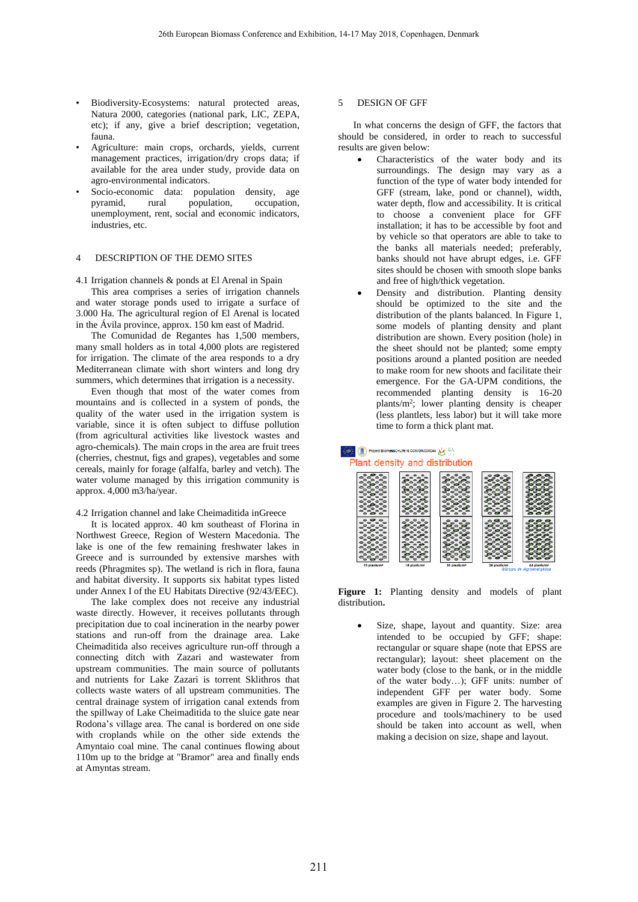- Biodiversity-Ecosystems: natural protected areas, Natura 2000, categories (national park, LIC, ZEPA, etc); if any, give a brief description; vegetation, fauna.
- Agriculture: main crops, orchards, yields, current management practices, irrigation/dry crops data; if available for the area under study, provide data on agro-environmental indicators.
- Socio-economic data: population density, age pyramid, rural population, occupation, unemployment, rent, social and economic indicators, industries, etc.

## 4 DESCRIPTION OF THE DEMO SITES

### 4.1 Irrigation channels & ponds at El Arenal in Spain

This area comprises a series of irrigation channels and water storage ponds used to irrigate a surface of 3.000 Ha. The agricultural region of El Arenal is located in the Ávila province, approx. 150 km east of Madrid.

The Comunidad de Regantes has 1,500 members, many small holders as in total 4,000 plots are registered for irrigation. The climate of the area responds to a dry Mediterranean climate with short winters and long dry summers, which determines that irrigation is a necessity.

Even though that most of the water comes from mountains and is collected in a system of ponds, the quality of the water used in the irrigation system is variable, since it is often subject to diffuse pollution (from agricultural activities like livestock wastes and agro-chemicals). The main crops in the area are fruit trees (cherries, chestnut, figs and grapes), vegetables and some cereals, mainly for forage (alfalfa, barley and vetch). The water volume managed by this irrigation community is approx. 4,000 m3/ha/year.

### 4.2 Irrigation channel and lake Cheimaditida inGreece

It is located approx. 40 km southeast of Florina in Northwest Greece, Region of Western Macedonia. The lake is one of the few remaining freshwater lakes in Greece and is surrounded by extensive marshes with reeds (Phragmites sp). The wetland is rich in flora, fauna and habitat diversity. It supports six habitat types listed under Annex I of the EU Habitats Directive (92/43/EEC).

The lake complex does not receive any industrial waste directly. However, it receives pollutants through precipitation due to coal incineration in the nearby power stations and run-off from the drainage area. Lake Cheimaditida also receives agriculture run-off through a connecting ditch with Zazari and wastewater from upstream communities. The main source of pollutants and nutrients for Lake Zazari is torrent Sklithros that collects waste waters of all upstream communities. The central drainage system of irrigation canal extends from the spillway of Lake Cheimaditida to the sluice gate near Rodona's village area. The canal is bordered on one side with croplands while on the other side extends the Amyntaio coal mine. The canal continues flowing about 110m up to the bridge at "Bramor" area and finally ends at Amyntas stream.

## 5 DESIGN OF GFF

In what concerns the design of GFF, the factors that should be considered, in order to reach to successful results are given below:

- Characteristics of the water body and its surroundings. The design may vary as a function of the type of water body intended for GFF (stream, lake, pond or channel), width, water depth, flow and accessibility. It is critical to choose a convenient place for GFF installation; it has to be accessible by foot and by vehicle so that operators are able to take to the banks all materials needed; preferably, banks should not have abrupt edges, i.e. GFF sites should be chosen with smooth slope banks and free of high/thick vegetation.
- Density and distribution. Planting density should be optimized to the site and the distribution of the plants balanced. In Figure 1, some models of planting density and plant distribution are shown. Every position (hole) in the sheet should not be planted; some empty positions around a planted position are needed to make room for new shoots and facilitate their emergence. For the GA-UPM conditions, the recommended planting density is 16-20 plants/m$^2$; lower planting density is cheaper (less plantlets, less labor) but it will take more time to form a thick plant mat.

**Figure 1:** Planting density and models of plant distribution.

- Size, shape, layout and quantity. Size: area intended to be occupied by GFF; shape: rectangular or square shape (note that EPSS are rectangular); layout: sheet placement on the water body (close to the bank, or in the middle of the water body…); GFF units: number of independent GFF per water body. Some examples are given in Figure 2. The harvesting procedure and tools/machinery to be used should be taken into account as well, when making a decision on size, shape and layout.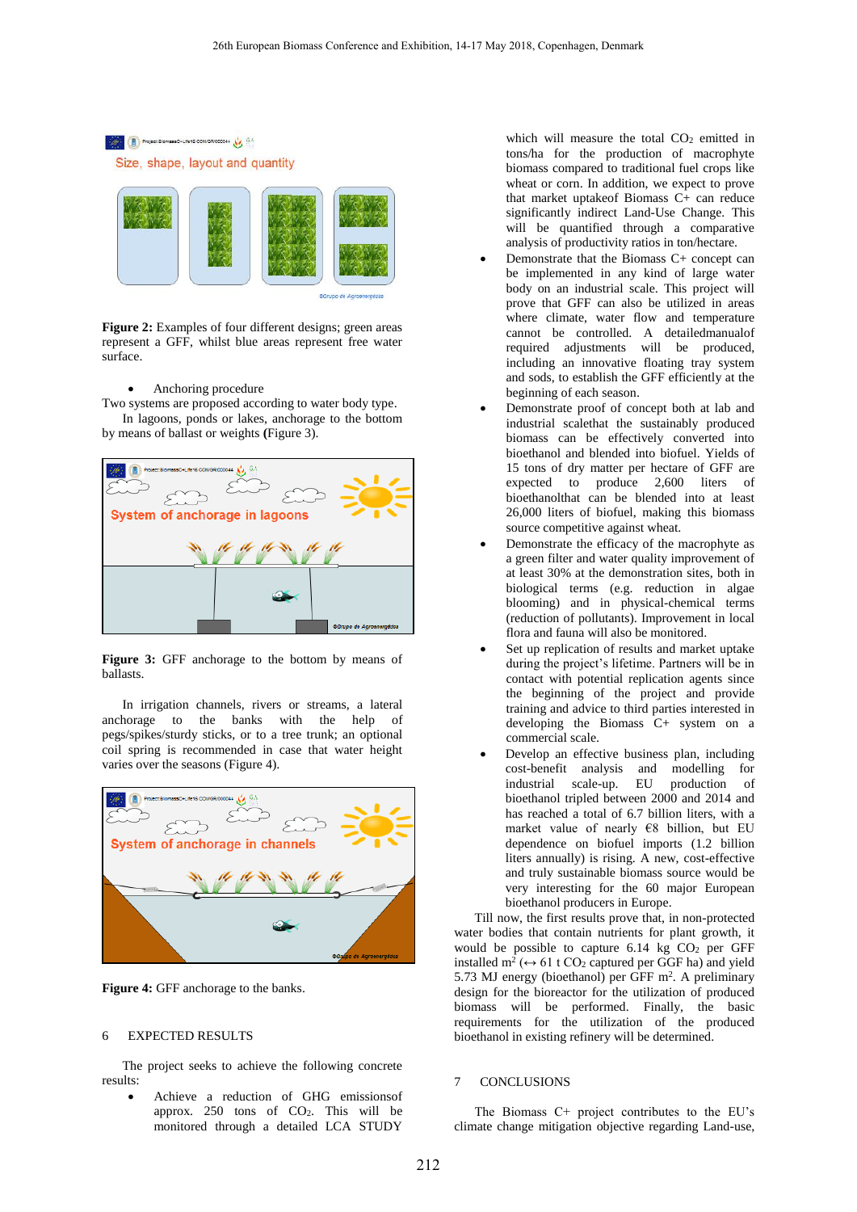**Figure 2:** Examples of four different designs; green areas represent a GFF, whilst blue areas represent free water surface.

- Anchoring procedure

Two systems are proposed according to water body type.

In lagoons, ponds or lakes, anchorage to the bottom by means of ballast or weights **(**Figure 3).

**Figure 3:** GFF anchorage to the bottom by means of ballasts.

In irrigation channels, rivers or streams, a lateral anchorage to the banks with the help of pegs/spikes/sturdy sticks, or to a tree trunk; an optional coil spring is recommended in case that water height varies over the seasons (Figure 4).

**Figure 4:** GFF anchorage to the banks.

## 6 EXPECTED RESULTS

The project seeks to achieve the following concrete results:

- Achieve a reduction of GHG emissionsof approx. 250 tons of $CO_2$. This will be monitored through a detailed LCA STUDY which will measure the total $CO_2$ emitted in tons/ha for the production of macrophyte biomass compared to traditional fuel crops like wheat or corn. In addition, we expect to prove that market uptakeof Biomass C+ can reduce significantly indirect Land-Use Change. This will be quantified through a comparative analysis of productivity ratios in ton/hectare.
- Demonstrate that the Biomass C+ concept can be implemented in any kind of large water body on an industrial scale. This project will prove that GFF can also be utilized in areas where climate, water flow and temperature cannot be controlled. A detailedmanualof required adjustments will be produced, including an innovative floating tray system and sods, to establish the GFF efficiently at the beginning of each season.
- Develop proof of concept both at lab and industrial scalethat the sustainably produced biomass can be effectively converted into bioethanol and blended into biofuel. Yields of 15 tons of dry matter per hectare of GFF are expected to produce 2,600 liters of bioethanolthat can be blended into at least 26,000 liters of biofuel, making this biomass source competitive against wheat.
- Demonstrate the efficacy of the macrophyte as a green filter and water quality improvement of at least 30% at the demonstration sites, both in biological terms (e.g. reduction in algae blooming) and in physical-chemical terms (reduction of pollutants). Improvement in local flora and fauna will also be monitored.
- Set up replication of results and market uptake during the project's lifetime. Partners will be in contact with potential replication agents since the beginning of the project and provide training and advice to third parties interested in developing the Biomass C+ system on a commercial scale.
- Develop an effective business plan, including cost-benefit analysis and modelling for industrial scale-up. EU production of bioethanol tripled between 2000 and 2014 and has reached a total of 6.7 billion liters, with a market value of nearly €8 billion, but EU dependence on biofuel imports (1.2 billion liters annually) is rising. A new, cost-effective and truly sustainable biomass source would be very interesting for the 60 major European bioethanol producers in Europe.

Till now, the first results prove that, in non-protected water bodies that contain nutrients for plant growth, it would be possible to capture 6.14 kg $CO_2$ per GFF installed $m^2$ ($\leftrightarrow$ 61 t $CO_2$ captured per GGF ha) and yield 5.73 MJ energy (bioethanol) per GFF $m^2$. A preliminary design for the bioreactor for the utilization of produced biomass will be performed. Finally, the basic requirements for the utilization of the produced bioethanol in existing refinery will be determined.

## 7 CONCLUSIONS

The Biomass C+ project contributes to the EU's climate change mitigation objective regarding Land-use,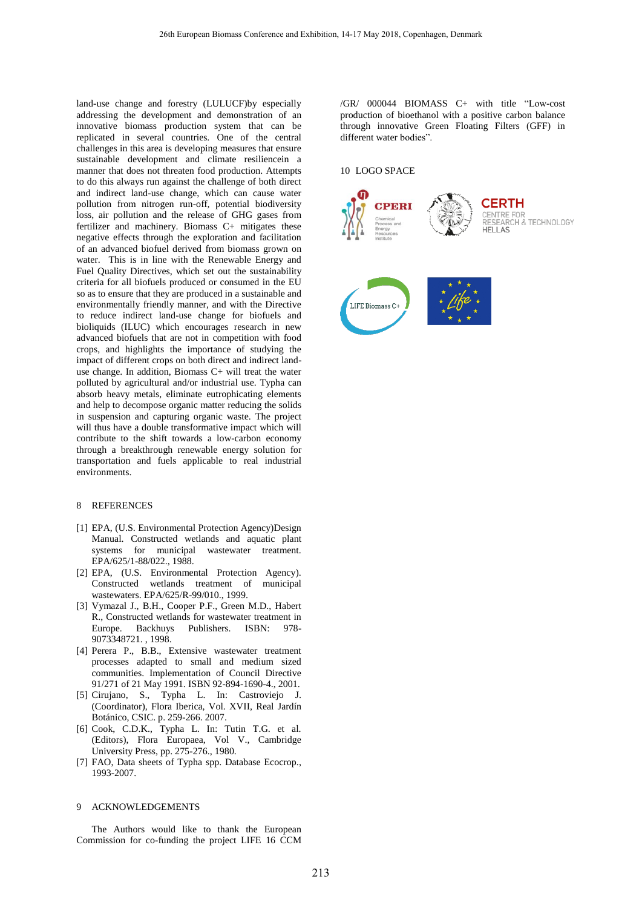land-use change and forestry (LULUCF)by especially addressing the development and demonstration of an innovative biomass production system that can be replicated in several countries. One of the central challenges in this area is developing measures that ensure sustainable development and climate resiliencein a manner that does not threaten food production. Attempts to do this always run against the challenge of both direct and indirect land-use change, which can cause water pollution from nitrogen run-off, potential biodiversity loss, air pollution and the release of GHG gases from fertilizer and machinery. Biomass C+ mitigates these negative effects through the exploration and facilitation of an advanced biofuel derived from biomass grown on water. This is in line with the Renewable Energy and Fuel Quality Directives, which set out the sustainability criteria for all biofuels produced or consumed in the EU so as to ensure that they are produced in a sustainable and environmentally friendly manner, and with the Directive to reduce indirect land-use change for biofuels and bioliquids (ILUC) which encourages research in new advanced biofuels that are not in competition with food crops, and highlights the importance of studying the impact of different crops on both direct and indirect land-use change. In addition, Biomass C+ will treat the water polluted by agricultural and/or industrial use. Typha can absorb heavy metals, eliminate eutrophicating elements and help to decompose organic matter reducing the solids in suspension and capturing organic waste. The project will thus have a double transformative impact which will contribute to the shift towards a low-carbon economy through a breakthrough renewable energy solution for transportation and fuels applicable to real industrial environments.

## 8 REFERENCES

[1] EPA, (U.S. Environmental Protection Agency)Design Manual. Constructed wetlands and aquatic plant systems for municipal wastewater treatment. EPA/625/1-88/022., 1988.

[2] EPA, (U.S. Environmental Protection Agency). Constructed wetlands treatment of municipal wastewaters. EPA/625/R-99/010., 1999.

[3] Vymazal J., B.H., Cooper P.F., Green M.D., Habert R., Constructed wetlands for wastewater treatment in Europe. Backhuys Publishers. ISBN: 978-9073348721. , 1998.

[4] Perera P., B.B., Extensive wastewater treatment processes adapted to small and medium sized communities. Implementation of Council Directive 91/271 of 21 May 1991. ISBN 92-894-1690-4., 2001.

[5] Cirujano, S., Typha L. In: Castroviejo J. (Coordinator), Flora Iberica, Vol. XVII, Real Jardín Botánico, CSIC. p. 259-266. 2007.

[6] Cook, C.D.K., Typha L. In: Tutin T.G. et al. (Editors), Flora Europaea, Vol V., Cambridge University Press, pp. 275-276., 1980.

[7] FAO, Data sheets of Typha spp. Database Ecocrop., 1993-2007.

## 9 ACKNOWLEDGEMENTS

The Authors would like to thank the European Commission for co-funding the project LIFE 16 CCM /GR/ 000044 BIOMASS C+ with title "Low-cost production of bioethanol with a positive carbon balance through innovative Green Floating Filters (GFF) in different water bodies".

## 10 LOGO SPACE

CPERI
Chemical Process and Energy Resources Institute

CERTH
CENTRE FOR RESEARCH & TECHNOLOGY HELLAS

LIFE Biomass C+

Life